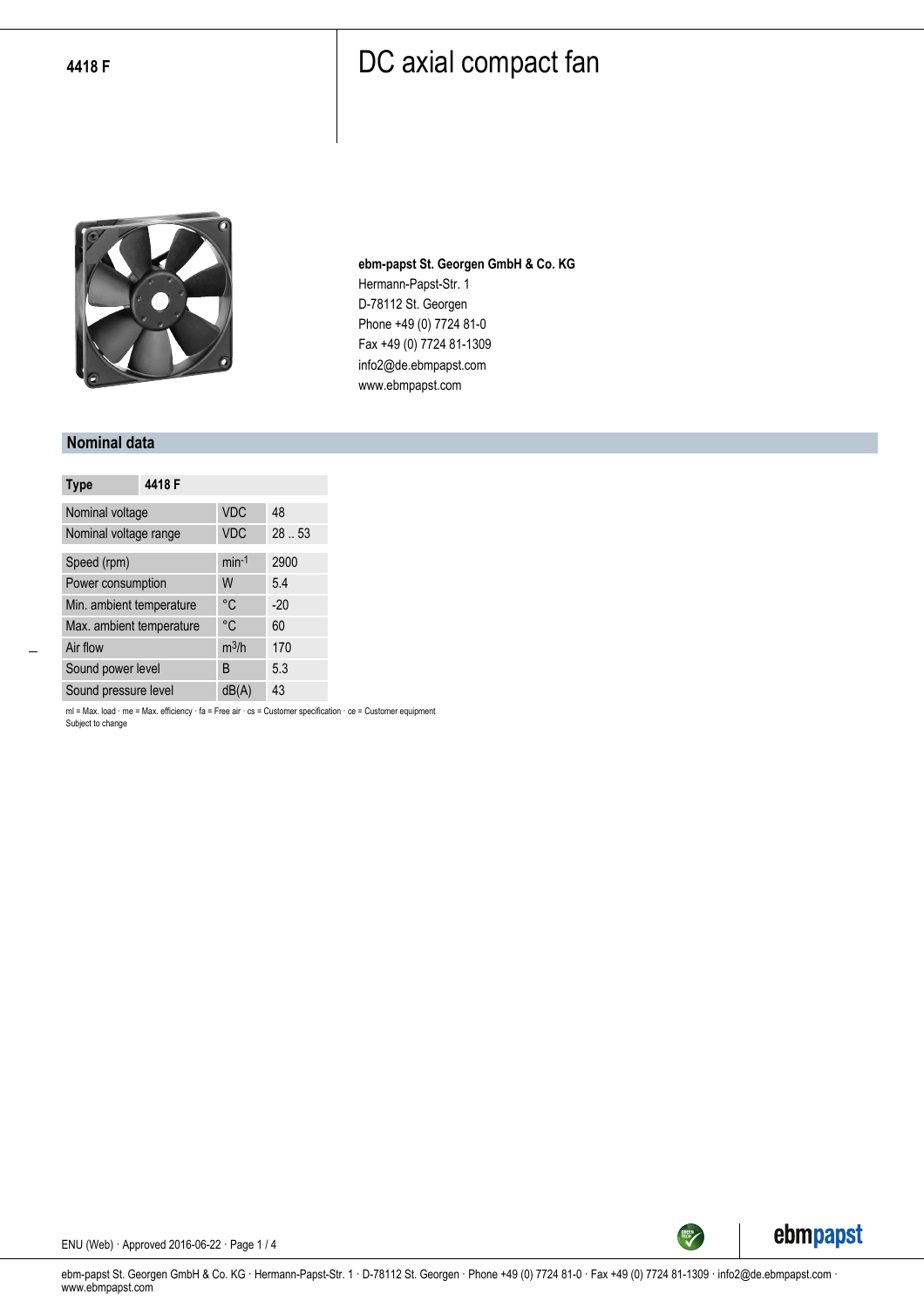**4418 F**

# DC axial compact fan

**ebm-papst St. Georgen GmbH & Co. KG**
Hermann-Papst-Str. 1
D-78112 St. Georgen
Phone +49 (0) 7724 81-0
Fax +49 (0) 7724 81-1309
info2@de.ebmpapst.com
www.ebmpapst.com

## Nominal data

| Type | 4418 F | |
|---|---|---|
| Nominal voltage | VDC | 48 |
| Nominal voltage range | VDC | 28 .. 53 |
| Speed (rpm) | $min^{-1}$ | 2900 |
| Power consumption | W | 5.4 |
| Min. ambient temperature | °C | -20 |
| Max. ambient temperature | °C | 60 |
| Air flow | $m^3/h$ | 170 |
| Sound power level | B | 5.3 |
| Sound pressure level | dB(A) | 43 |

ml = Max. load · me = Max. efficiency · fa = Free air · cs = Customer specification · ce = Customer equipment
Subject to change

ENU (Web) · Approved 2016-06-22

ebm-papst St. Georgen GmbH & Co. KG · Hermann-Papst-Str. 1 · D-78112 St. Georgen · Phone +49 (0) 7724 81-0 · Fax +49 (0) 7724 81-1309 · info2@de.ebmpapst.com · www.ebmpapst.com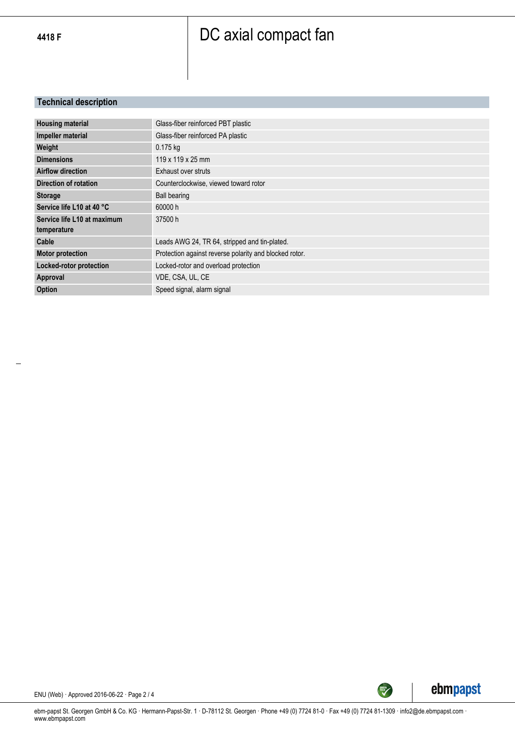**4418 F**

# DC axial compact fan

## Technical description

| | |
|---|---|
| **Housing material** | Glass-fiber reinforced PBT plastic |
| **Impeller material** | Glass-fiber reinforced PA plastic |
| **Weight** | 0.175 kg |
| **Dimensions** | 119 x 119 x 25 mm |
| **Airflow direction** | Exhaust over struts |
| **Direction of rotation** | Counterclockwise, viewed toward rotor |
| **Storage** | Ball bearing |
| **Service life L10 at 40 °C** | 60000 h |
| **Service life L10 at maximum temperature** | 37500 h |
| **Cable** | Leads AWG 24, TR 64, stripped and tin-plated. |
| **Motor protection** | Protection against reverse polarity and blocked rotor. |
| **Locked-rotor protection** | Locked-rotor and overload protection |
| **Approval** | VDE, CSA, UL, CE |
| **Option** | Speed signal, alarm signal |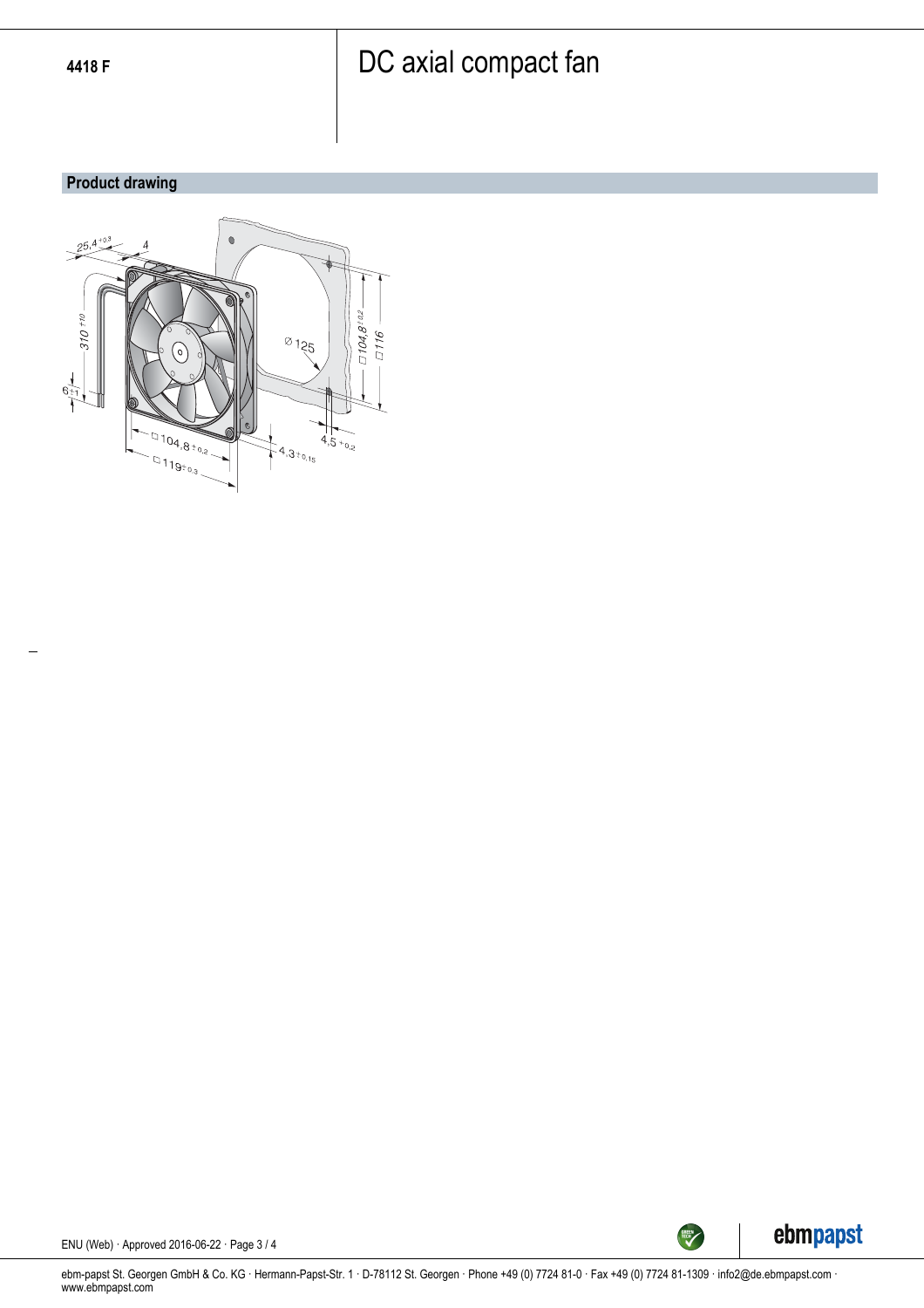4418 F

# DC axial compact fan

## Product drawing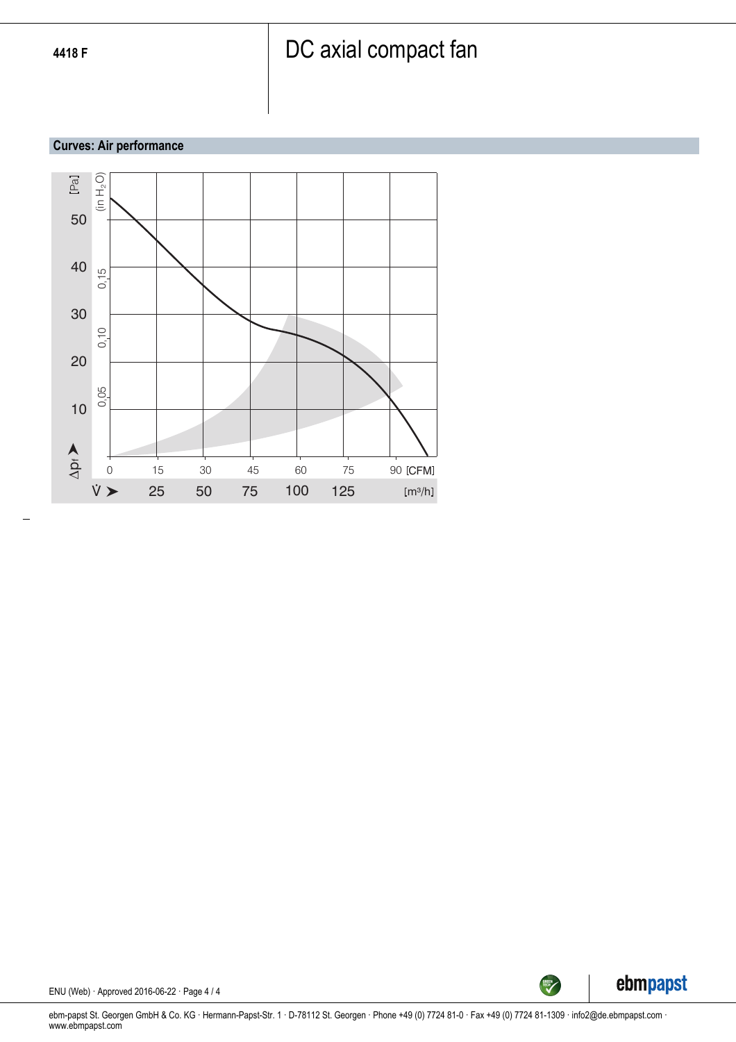4418 F

# DC axial compact fan

## Curves: Air performance

[Pa]
(in $H_2O$)
50
40
30
20
10
0,15
0,10
0,05
$\Delta p_f$
0
15
30
45
60
75
90 [CFM]
$\dot{V}$
25
50
75
100
125
[m³/h]